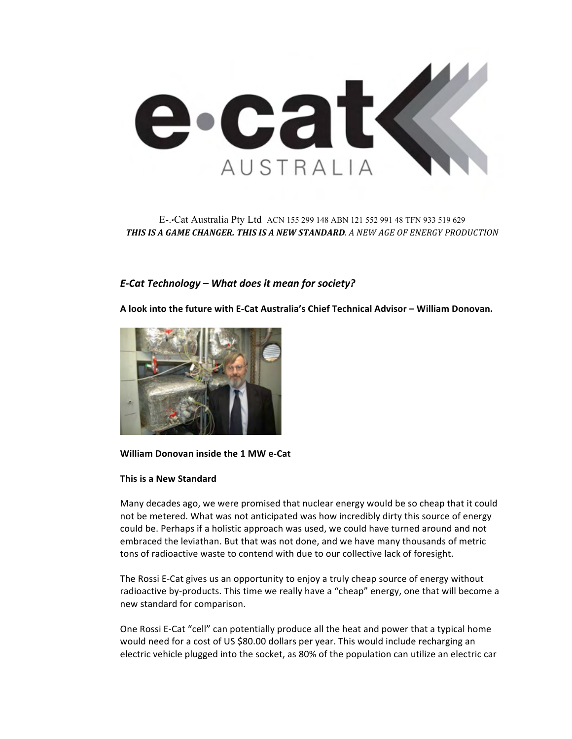# e·cat AUSTRALIA

E-.·Cat Australia Pty Ltd ACN 155 299 148 ABN 121 552 991 48 TFN 933 519 629

***THIS IS A GAME CHANGER. THIS IS A NEW STANDARD****. A NEW AGE OF ENERGY PRODUCTION*

## *E-Cat Technology – What does it mean for society?*

**A look into the future with E-Cat Australia's Chief Technical Advisor – William Donovan.**

**William Donovan inside the 1 MW e-Cat**

**This is a New Standard**

Many decades ago, we were promised that nuclear energy would be so cheap that it could not be metered. What was not anticipated was how incredibly dirty this source of energy could be. Perhaps if a holistic approach was used, we could have turned around and not embraced the leviathan. But that was not done, and we have many thousands of metric tons of radioactive waste to contend with due to our collective lack of foresight.

The Rossi E-Cat gives us an opportunity to enjoy a truly cheap source of energy without radioactive by-products. This time we really have a "cheap" energy, one that will become a new standard for comparison.

One Rossi E-Cat "cell" can potentially produce all the heat and power that a typical home would need for a cost of US $80.00 dollars per year. This would include recharging an electric vehicle plugged into the socket, as 80% of the population can utilize an electric car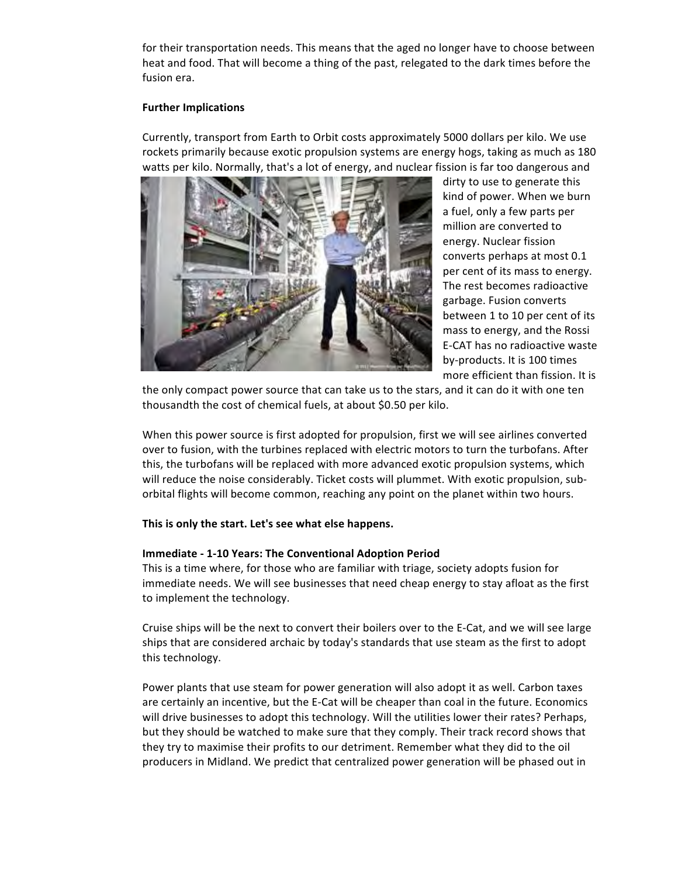for their transportation needs. This means that the aged no longer have to choose between heat and food. That will become a thing of the past, relegated to the dark times before the fusion era.

**Further Implications**

Currently, transport from Earth to Orbit costs approximately 5000 dollars per kilo. We use rockets primarily because exotic propulsion systems are energy hogs, taking as much as 180 watts per kilo. Normally, that's a lot of energy, and nuclear fission is far too dangerous and dirty to use to generate this kind of power. When we burn a fuel, only a few parts per million are converted to energy. Nuclear fission converts perhaps at most 0.1 per cent of its mass to energy. The rest becomes radioactive garbage. Fusion converts between 1 to 10 per cent of its mass to energy, and the Rossi E-CAT has no radioactive waste by-products. It is 100 times more efficient than fission. It is the only compact power source that can take us to the stars, and it can do it with one ten thousandth the cost of chemical fuels, at about $0.50 per kilo.

When this power source is first adopted for propulsion, first we will see airlines converted over to fusion, with the turbines replaced with electric motors to turn the turbofans. After this, the turbofans will be replaced with more advanced exotic propulsion systems, which will reduce the noise considerably. Ticket costs will plummet. With exotic propulsion, sub-orbital flights will become common, reaching any point on the planet within two hours.

**This is only the start. Let's see what else happens.**

**Immediate - 1-10 Years: The Conventional Adoption Period**

This is a time where, for those who are familiar with triage, society adopts fusion for immediate needs. We will see businesses that need cheap energy to stay afloat as the first to implement the technology.

Cruise ships will be the next to convert their boilers over to the E-Cat, and we will see large ships that are considered archaic by today's standards that use steam as the first to adopt this technology.

Power plants that use steam for power generation will also adopt it as well. Carbon taxes are certainly an incentive, but the E-Cat will be cheaper than coal in the future. Economics will drive businesses to adopt this technology. Will the utilities lower their rates? Perhaps, but they should be watched to make sure that they comply. Their track record shows that they try to maximise their profits to our detriment. Remember what they did to the oil producers in Midland. We predict that centralized power generation will be phased out in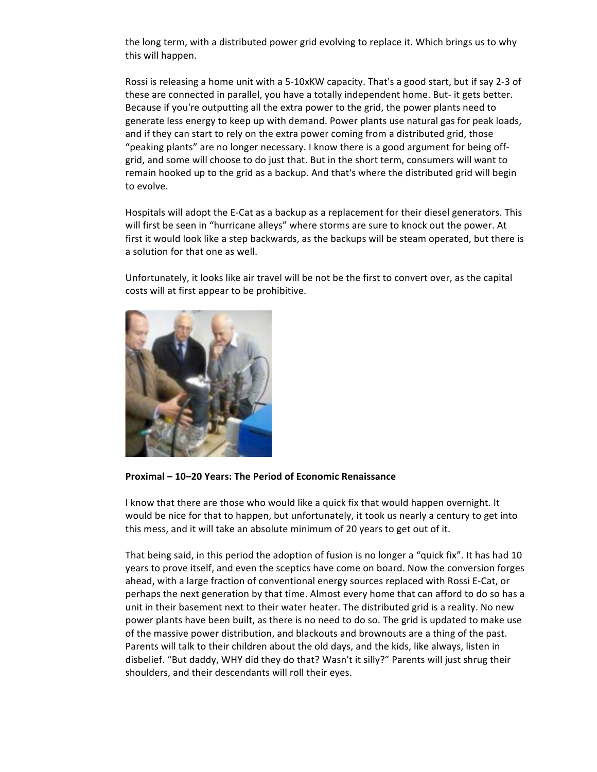the long term, with a distributed power grid evolving to replace it. Which brings us to why this will happen.

Rossi is releasing a home unit with a 5-10xKW capacity. That's a good start, but if say 2-3 of these are connected in parallel, you have a totally independent home. But- it gets better. Because if you're outputting all the extra power to the grid, the power plants need to generate less energy to keep up with demand. Power plants use natural gas for peak loads, and if they can start to rely on the extra power coming from a distributed grid, those "peaking plants" are no longer necessary. I know there is a good argument for being off-grid, and some will choose to do just that. But in the short term, consumers will want to remain hooked up to the grid as a backup. And that's where the distributed grid will begin to evolve.

Hospitals will adopt the E-Cat as a backup as a replacement for their diesel generators. This will first be seen in "hurricane alleys" where storms are sure to knock out the power. At first it would look like a step backwards, as the backups will be steam operated, but there is a solution for that one as well.

Unfortunately, it looks like air travel will be not be the first to convert over, as the capital costs will at first appear to be prohibitive.

**Proximal – 10–20 Years: The Period of Economic Renaissance**

I know that there are those who would like a quick fix that would happen overnight. It would be nice for that to happen, but unfortunately, it took us nearly a century to get into this mess, and it will take an absolute minimum of 20 years to get out of it.

That being said, in this period the adoption of fusion is no longer a "quick fix". It has had 10 years to prove itself, and even the sceptics have come on board. Now the conversion forges ahead, with a large fraction of conventional energy sources replaced with Rossi E-Cat, or perhaps the next generation by that time. Almost every home that can afford to do so has a unit in their basement next to their water heater. The distributed grid is a reality. No new power plants have been built, as there is no need to do so. The grid is updated to make use of the massive power distribution, and blackouts and brownouts are a thing of the past. Parents will talk to their children about the old days, and the kids, like always, listen in disbelief. "But daddy, WHY did they do that? Wasn't it silly?" Parents will just shrug their shoulders, and their descendants will roll their eyes.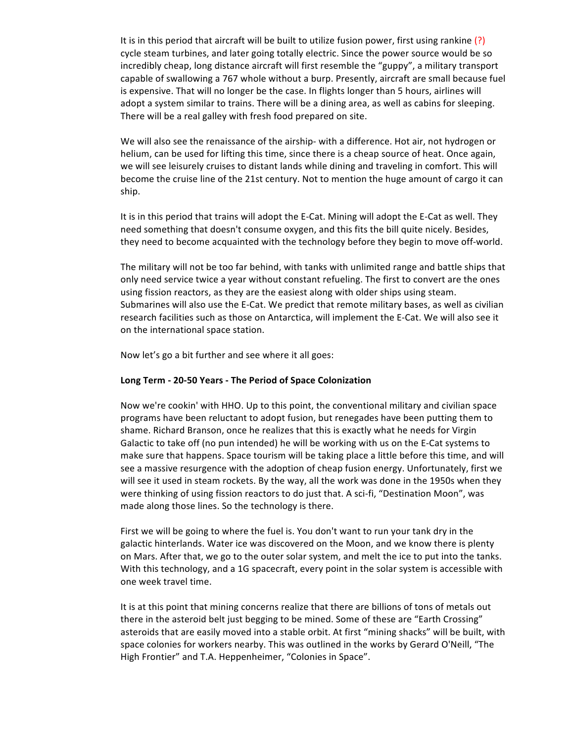It is in this period that aircraft will be built to utilize fusion power, first using rankine (?) cycle steam turbines, and later going totally electric. Since the power source would be so incredibly cheap, long distance aircraft will first resemble the "guppy", a military transport capable of swallowing a 767 whole without a burp. Presently, aircraft are small because fuel is expensive. That will no longer be the case. In flights longer than 5 hours, airlines will adopt a system similar to trains. There will be a dining area, as well as cabins for sleeping. There will be a real galley with fresh food prepared on site.

We will also see the renaissance of the airship- with a difference. Hot air, not hydrogen or helium, can be used for lifting this time, since there is a cheap source of heat. Once again, we will see leisurely cruises to distant lands while dining and traveling in comfort. This will become the cruise line of the 21st century. Not to mention the huge amount of cargo it can ship.

It is in this period that trains will adopt the E-Cat. Mining will adopt the E-Cat as well. They need something that doesn't consume oxygen, and this fits the bill quite nicely. Besides, they need to become acquainted with the technology before they begin to move off-world.

The military will not be too far behind, with tanks with unlimited range and battle ships that only need service twice a year without constant refueling. The first to convert are the ones using fission reactors, as they are the easiest along with older ships using steam. Submarines will also use the E-Cat. We predict that remote military bases, as well as civilian research facilities such as those on Antarctica, will implement the E-Cat. We will also see it on the international space station.

Now let's go a bit further and see where it all goes:

**Long Term - 20-50 Years - The Period of Space Colonization**

Now we're cookin' with HHO. Up to this point, the conventional military and civilian space programs have been reluctant to adopt fusion, but renegades have been putting them to shame. Richard Branson, once he realizes that this is exactly what he needs for Virgin Galactic to take off (no pun intended) he will be working with us on the E-Cat systems to make sure that happens. Space tourism will be taking place a little before this time, and will see a massive resurgence with the adoption of cheap fusion energy. Unfortunately, first we will see it used in steam rockets. By the way, all the work was done in the 1950s when they were thinking of using fission reactors to do just that. A sci-fi, "Destination Moon", was made along those lines. So the technology is there.

First we will be going to where the fuel is. You don't want to run your tank dry in the galactic hinterlands. Water ice was discovered on the Moon, and we know there is plenty on Mars. After that, we go to the outer solar system, and melt the ice to put into the tanks. With this technology, and a 1G spacecraft, every point in the solar system is accessible with one week travel time.

It is at this point that mining concerns realize that there are billions of tons of metals out there in the asteroid belt just begging to be mined. Some of these are "Earth Crossing" asteroids that are easily moved into a stable orbit. At first "mining shacks" will be built, with space colonies for workers nearby. This was outlined in the works by Gerard O'Neill, "The High Frontier" and T.A. Heppenheimer, "Colonies in Space".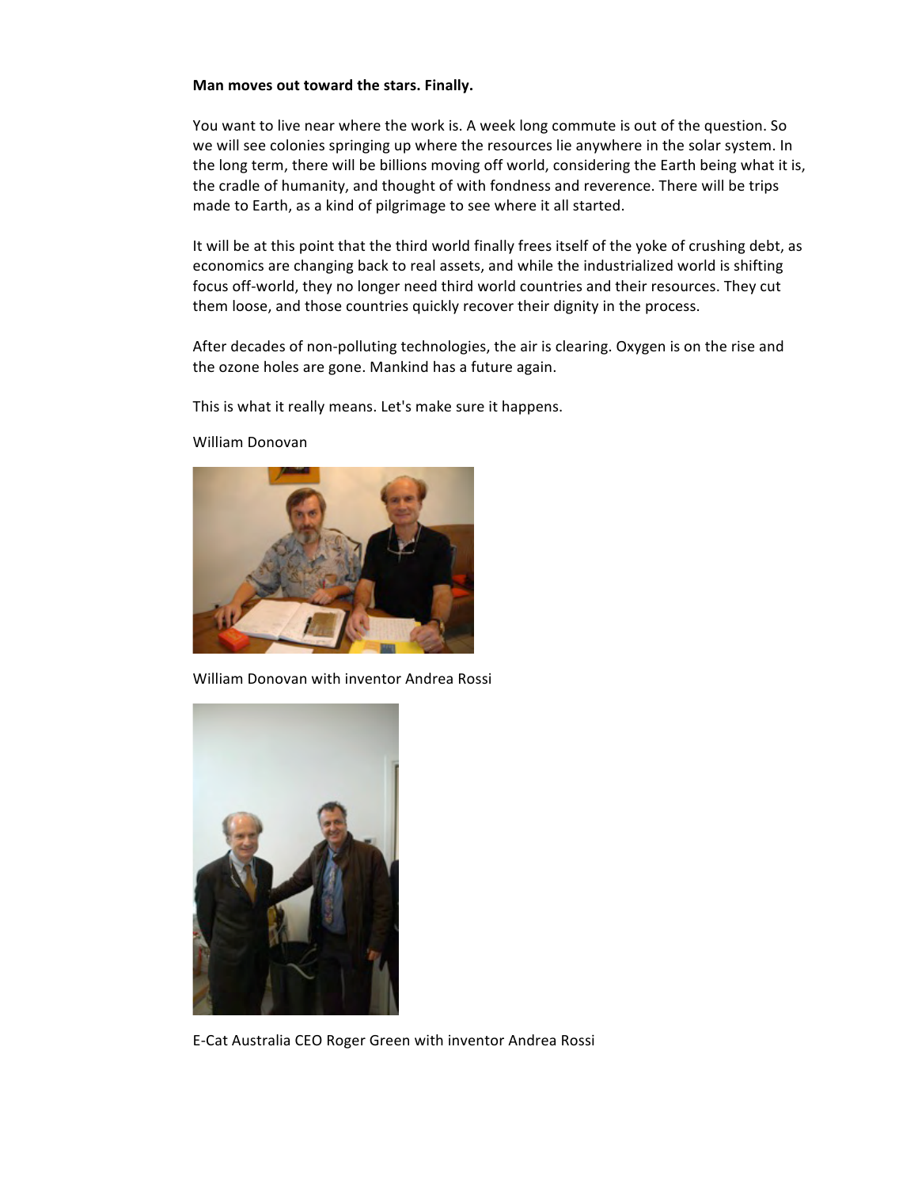**Man moves out toward the stars. Finally.**

You want to live near where the work is. A week long commute is out of the question. So we will see colonies springing up where the resources lie anywhere in the solar system. In the long term, there will be billions moving off world, considering the Earth being what it is, the cradle of humanity, and thought of with fondness and reverence. There will be trips made to Earth, as a kind of pilgrimage to see where it all started.

It will be at this point that the third world finally frees itself of the yoke of crushing debt, as economics are changing back to real assets, and while the industrialized world is shifting focus off-world, they no longer need third world countries and their resources. They cut them loose, and those countries quickly recover their dignity in the process.

After decades of non-polluting technologies, the air is clearing. Oxygen is on the rise and the ozone holes are gone. Mankind has a future again.

This is what it really means. Let's make sure it happens.

William Donovan

William Donovan with inventor Andrea Rossi

E-Cat Australia CEO Roger Green with inventor Andrea Rossi